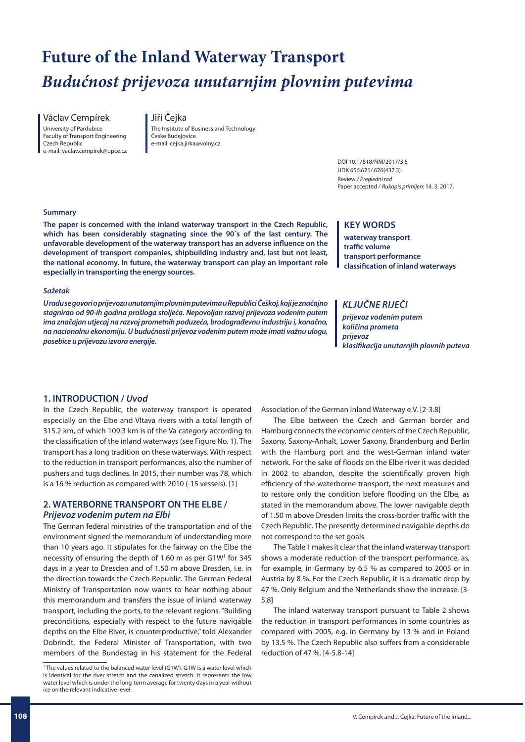# Future of the Inland Waterway Transport

# *Budućnost prijevoza unutarnjim plovnim putevima*

Václav Cempírek
University of Pardubice
Faculty of Transport Engineering
Czech Republic
e-mail: vaclav.cempirek@upce.cz

Jiří Čejka
The Institute of Business and Technology
Česke Budejovice
e-mail: cejka.jirka@volny.cz

DOI 10.17818/NM/2017/3.5
UDK 656.621/.626(437.3)
Review / *Pregledni rad*
Paper accepted / *Rukopis primljen:* 14. 3. 2017.

**Summary**

**The paper is concerned with the inland waterway transport in the Czech Republic, which has been considerably stagnating since the 90´s of the last century. The unfavorable development of the waterway transport has an adverse influence on the development of transport companies, shipbuilding industry and, last but not least, the national economy. In future, the waterway transport can play an important role especially in transporting the energy sources.**

**KEY WORDS**

**waterway transport**
**traffic volume**
**transport performance**
**classification of inland waterways**

***Sažetak***

***U radu se govori o prijevozu unutarnjim plovnim putevima u Republici Češkoj, koji je značajno stagnirao od 90-ih godina prošloga stoljeća. Nepovoljan razvoj prijevoza vodenim putem ima značajan utjecaj na razvoj prometnih poduzeća, brodograđevnu industriju i, konačno, na nacionalnu ekonomiju. U budućnosti prijevoz vodenim putem može imati važnu ulogu, posebice u prijevozu izvora energije.***

***KLJUČNE RIJEČI***

***prijevoz vodenim putem***
***količina prometa***
***prijevoz***
***klasifikacija unutarnjih plovnih puteva***

## 1. INTRODUCTION / *Uvod*

In the Czech Republic, the waterway transport is operated especially on the Elbe and Vltava rivers with a total length of 315.2 km, of which 109.3 km is of the Va category according to the classification of the inland waterways (see Figure No. 1). The transport has a long tradition on these waterways. With respect to the reduction in transport performances, also the number of pushers and tugs declines. In 2015, their number was 78, which is a 16 % reduction as compared with 2010 (-15 vessels). [1]

## 2. WATERBORNE TRANSPORT ON THE ELBE / *Prijevoz vodenim putem na Elbi*

The German federal ministries of the transportation and of the environment signed the memorandum of understanding more than 10 years ago. It stipulates for the fairway on the Elbe the necessity of ensuring the depth of 1.60 m as per G1W[1] for 345 days in a year to Dresden and of 1.50 m above Dresden, i.e. in the direction towards the Czech Republic. The German Federal Ministry of Transportation now wants to hear nothing about this memorandum and transfers the issue of inland waterway transport, including the ports, to the relevant regions. "Building preconditions, especially with respect to the future navigable depths on the Elbe River, is counterproductive," told Alexander Dobrindt, the Federal Minister of Transportation, with two members of the Bundestag in his statement for the Federal Association of the German Inland Waterway e.V. [2-3.8]

The Elbe between the Czech and German border and Hamburg connects the economic centers of the Czech Republic, Saxony, Saxony-Anhalt, Lower Saxony, Brandenburg and Berlin with the Hamburg port and the west-German inland water network. For the sake of floods on the Elbe river it was decided in 2002 to abandon, despite the scientifically proven high efficiency of the waterborne transport, the next measures and to restore only the condition before flooding on the Elbe, as stated in the memorandum above. The lower navigable depth of 1.50 m above Dresden limits the cross-border traffic with the Czech Republic. The presently determined navigable depths do not correspond to the set goals.

The Table 1 makes it clear that the inland waterway transport shows a moderate reduction of the transport performance, as, for example, in Germany by 6.5 % as compared to 2005 or in Austria by 8 %. For the Czech Republic, it is a dramatic drop by 47 %. Only Belgium and the Netherlands show the increase. [3-5.8]

The inland waterway transport pursuant to Table 2 shows the reduction in transport performances in some countries as compared with 2005, e.g. in Germany by 13 % and in Poland by 13.5 %. The Czech Republic also suffers from a considerable reduction of 47 %. [4-5.8-14]

[1] The values related to the balanced water level (G1W). G1W is a water level which is identical for the river stretch and the canalized stretch. It represents the low water level which is under the long-term average for twenty days in a year without ice on the relevant indicative level.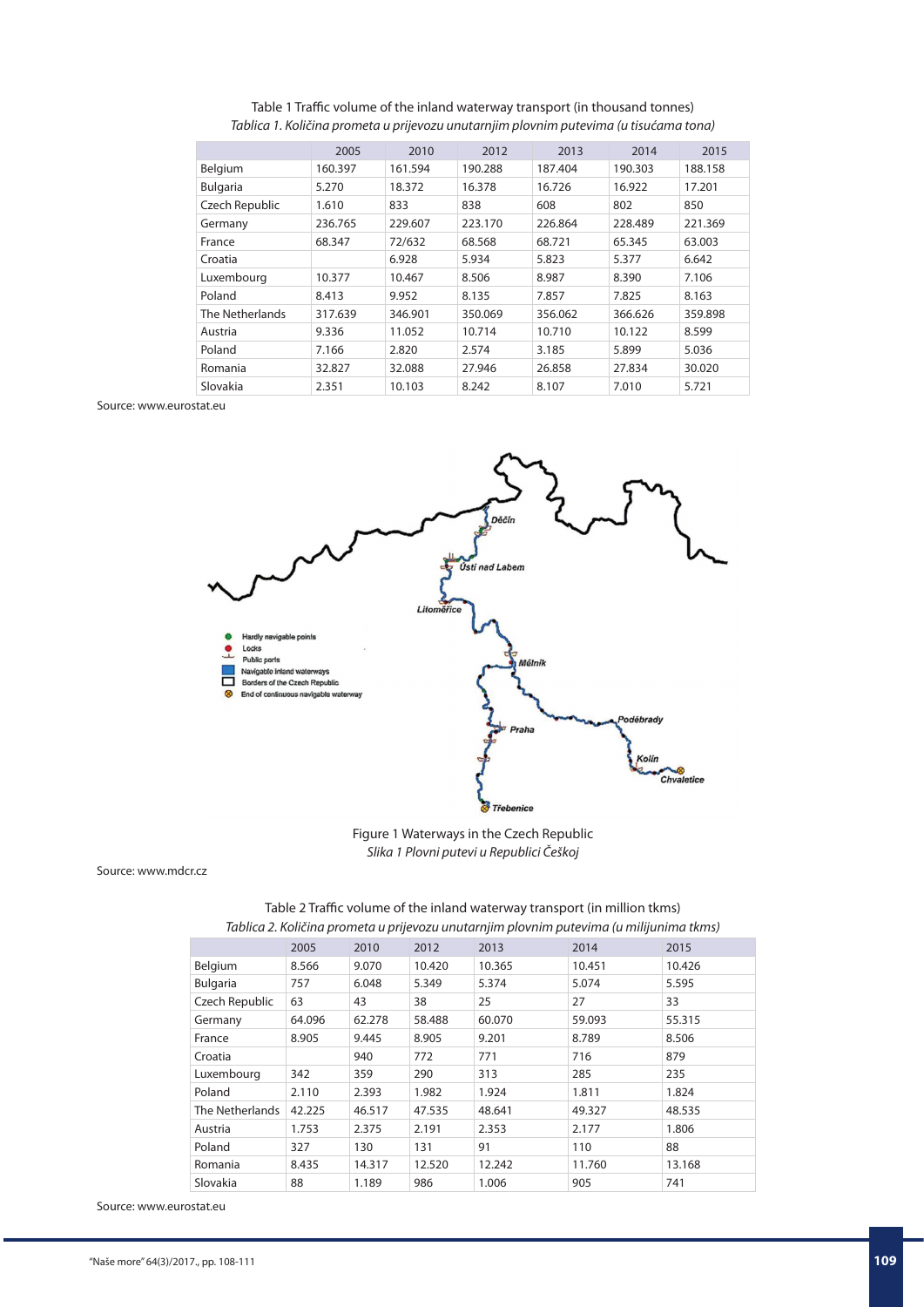Table 1 Traffic volume of the inland waterway transport (in thousand tonnes)

*Tablica 1. Količina prometa u prijevozu unutarnjim plovnim putevima (u tisućama tona)*

| | 2005 | 2010 | 2012 | 2013 | 2014 | 2015 |
|---|---|---|---|---|---|---|
| Belgium | 160.397 | 161.594 | 190.288 | 187.404 | 190.303 | 188.158 |
| Bulgaria | 5.270 | 18.372 | 16.378 | 16.726 | 16.922 | 17.201 |
| Czech Republic | 1.610 | 833 | 838 | 608 | 802 | 850 |
| Germany | 236.765 | 229.607 | 223.170 | 226.864 | 228.489 | 221.369 |
| France | 68.347 | 72/632 | 68.568 | 68.721 | 65.345 | 63.003 |
| Croatia | | 6.928 | 5.934 | 5.823 | 5.377 | 6.642 |
| Luxembourg | 10.377 | 10.467 | 8.506 | 8.987 | 8.390 | 7.106 |
| Poland | 8.413 | 9.952 | 8.135 | 7.857 | 7.825 | 8.163 |
| The Netherlands | 317.639 | 346.901 | 350.069 | 356.062 | 366.626 | 359.898 |
| Austria | 9.336 | 11.052 | 10.714 | 10.710 | 10.122 | 8.599 |
| Poland | 7.166 | 2.820 | 2.574 | 3.185 | 5.899 | 5.036 |
| Romania | 32.827 | 32.088 | 27.946 | 26.858 | 27.834 | 30.020 |
| Slovakia | 2.351 | 10.103 | 8.242 | 8.107 | 7.010 | 5.721 |

Source: www.eurostat.eu

Figure 1 Waterways in the Czech Republic

*Slika 1 Plovni putevi u Republici Češkoj*

Source: www.mdcr.cz

Table 2 Traffic volume of the inland waterway transport (in million tkms)

*Tablica 2. Količina prometa u prijevozu unutarnjim plovnim putevima (u milijunima tkms)*

| | 2005 | 2010 | 2012 | 2013 | 2014 | 2015 |
|---|---|---|---|---|---|---|
| Belgium | 8.566 | 9.070 | 10.420 | 10.365 | 10.451 | 10.426 |
| Bulgaria | 757 | 6.048 | 5.349 | 5.374 | 5.074 | 5.595 |
| Czech Republic | 63 | 43 | 38 | 25 | 27 | 33 |
| Germany | 64.096 | 62.278 | 58.488 | 60.070 | 59.093 | 55.315 |
| France | 8.905 | 9.445 | 8.905 | 9.201 | 8.789 | 8.506 |
| Croatia | | 940 | 772 | 771 | 716 | 879 |
| Luxembourg | 342 | 359 | 290 | 313 | 285 | 235 |
| Poland | 2.110 | 2.393 | 1.982 | 1.924 | 1.811 | 1.824 |
| The Netherlands | 42.225 | 46.517 | 47.535 | 48.641 | 49.327 | 48.535 |
| Austria | 1.753 | 2.375 | 2.191 | 2.353 | 2.177 | 1.806 |
| Poland | 327 | 130 | 131 | 91 | 110 | 88 |
| Romania | 8.435 | 14.317 | 12.520 | 12.242 | 11.760 | 13.168 |
| Slovakia | 88 | 1.189 | 986 | 1.006 | 905 | 741 |

Source: www.eurostat.eu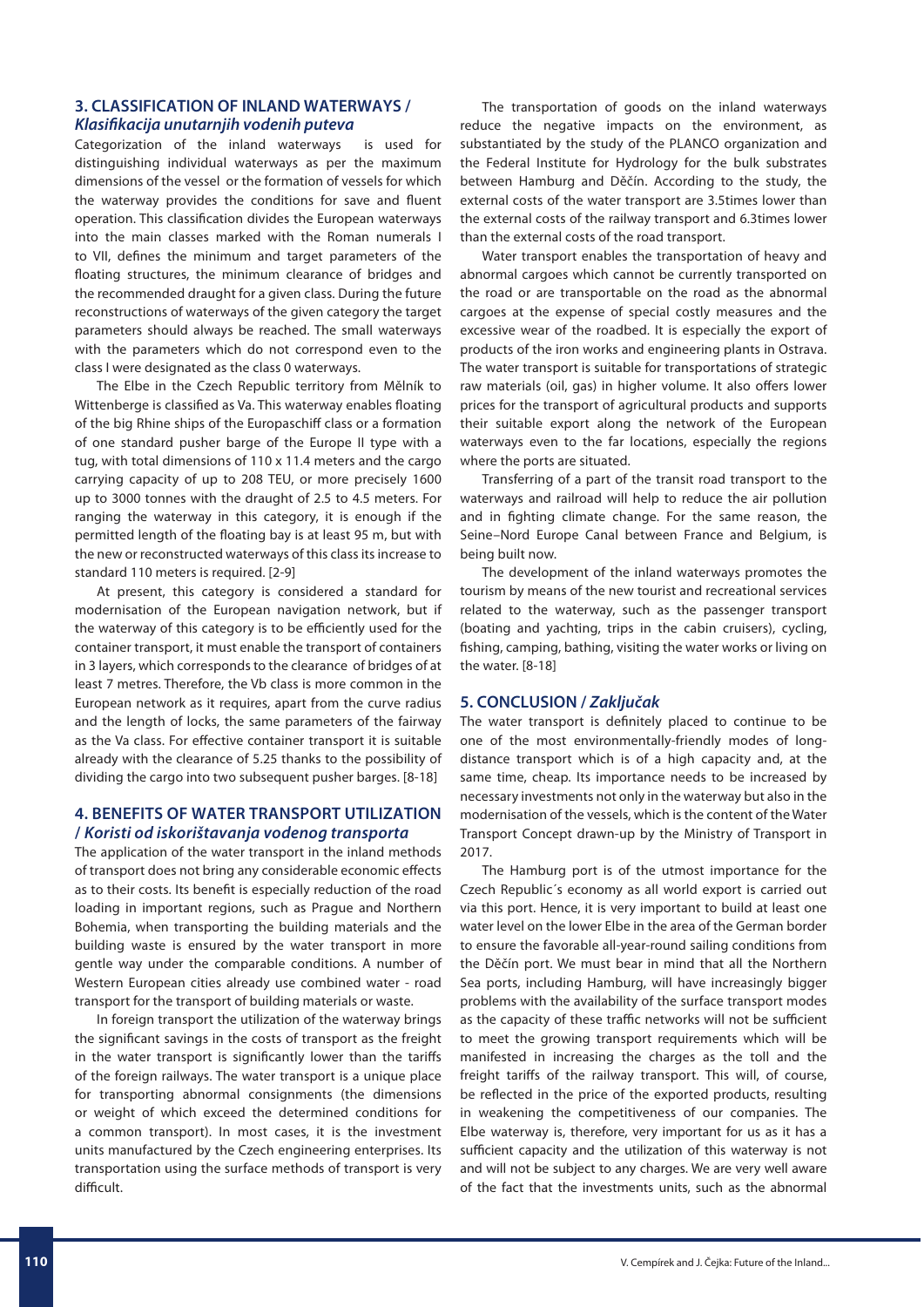## 3. CLASSIFICATION OF INLAND WATERWAYS / *Klasifikacija unutarnjih vodenih puteva*

Categorization of the inland waterways is used for distinguishing individual waterways as per the maximum dimensions of the vessel or the formation of vessels for which the waterway provides the conditions for save and fluent operation. This classification divides the European waterways into the main classes marked with the Roman numerals I to VII, defines the minimum and target parameters of the floating structures, the minimum clearance of bridges and the recommended draught for a given class. During the future reconstructions of waterways of the given category the target parameters should always be reached. The small waterways with the parameters which do not correspond even to the class I were designated as the class 0 waterways.

The Elbe in the Czech Republic territory from Mělník to Wittenberge is classified as Va. This waterway enables floating of the big Rhine ships of the Europaschiff class or a formation of one standard pusher barge of the Europe II type with a tug, with total dimensions of 110 x 11.4 meters and the cargo carrying capacity of up to 208 TEU, or more precisely 1600 up to 3000 tonnes with the draught of 2.5 to 4.5 meters. For ranging the waterway in this category, it is enough if the permitted length of the floating bay is at least 95 m, but with the new or reconstructed waterways of this class its increase to standard 110 meters is required. [2-9]

At present, this category is considered a standard for modernisation of the European navigation network, but if the waterway of this category is to be efficiently used for the container transport, it must enable the transport of containers in 3 layers, which corresponds to the clearance of bridges of at least 7 metres. Therefore, the Vb class is more common in the European network as it requires, apart from the curve radius and the length of locks, the same parameters of the fairway as the Va class. For effective container transport it is suitable already with the clearance of 5.25 thanks to the possibility of dividing the cargo into two subsequent pusher barges. [8-18]

## 4. BENEFITS OF WATER TRANSPORT UTILIZATION / *Koristi od iskorištavanja vodenog transporta*

The application of the water transport in the inland methods of transport does not bring any considerable economic effects as to their costs. Its benefit is especially reduction of the road loading in important regions, such as Prague and Northern Bohemia, when transporting the building materials and the building waste is ensured by the water transport in more gentle way under the comparable conditions. A number of Western European cities already use combined water - road transport for the transport of building materials or waste.

In foreign transport the utilization of the waterway brings the significant savings in the costs of transport as the freight in the water transport is significantly lower than the tariffs of the foreign railways. The water transport is a unique place for transporting abnormal consignments (the dimensions or weight of which exceed the determined conditions for a common transport). In most cases, it is the investment units manufactured by the Czech engineering enterprises. Its transportation using the surface methods of transport is very difficult.

The transportation of goods on the inland waterways reduce the negative impacts on the environment, as substantiated by the study of the PLANCO organization and the Federal Institute for Hydrology for the bulk substrates between Hamburg and Děčín. According to the study, the external costs of the water transport are 3.5times lower than the external costs of the railway transport and 6.3times lower than the external costs of the road transport.

Water transport enables the transportation of heavy and abnormal cargoes which cannot be currently transported on the road or are transportable on the road as the abnormal cargoes at the expense of special costly measures and the excessive wear of the roadbed. It is especially the export of products of the iron works and engineering plants in Ostrava. The water transport is suitable for transportations of strategic raw materials (oil, gas) in higher volume. It also offers lower prices for the transport of agricultural products and supports their suitable export along the network of the European waterways even to the far locations, especially the regions where the ports are situated.

Transferring of a part of the transit road transport to the waterways and railroad will help to reduce the air pollution and in fighting climate change. For the same reason, the Seine–Nord Europe Canal between France and Belgium, is being built now.

The development of the inland waterways promotes the tourism by means of the new tourist and recreational services related to the waterway, such as the passenger transport (boating and yachting, trips in the cabin cruisers), cycling, fishing, camping, bathing, visiting the water works or living on the water. [8-18]

## 5. CONCLUSION / *Zaključak*

The water transport is definitely placed to continue to be one of the most environmentally-friendly modes of long-distance transport which is of a high capacity and, at the same time, cheap. Its importance needs to be increased by necessary investments not only in the waterway but also in the modernisation of the vessels, which is the content of the Water Transport Concept drawn-up by the Ministry of Transport in 2017.

The Hamburg port is of the utmost importance for the Czech Republic´s economy as all world export is carried out via this port. Hence, it is very important to build at least one water level on the lower Elbe in the area of the German border to ensure the favorable all-year-round sailing conditions from the Děčín port. We must bear in mind that all the Northern Sea ports, including Hamburg, will have increasingly bigger problems with the availability of the surface transport modes as the capacity of these traffic networks will not be sufficient to meet the growing transport requirements which will be manifested in increasing the charges as the toll and the freight tariffs of the railway transport. This will, of course, be reflected in the price of the exported products, resulting in weakening the competitiveness of our companies. The Elbe waterway is, therefore, very important for us as it has a sufficient capacity and the utilization of this waterway is not and will not be subject to any charges. We are very well aware of the fact that the investments units, such as the abnormal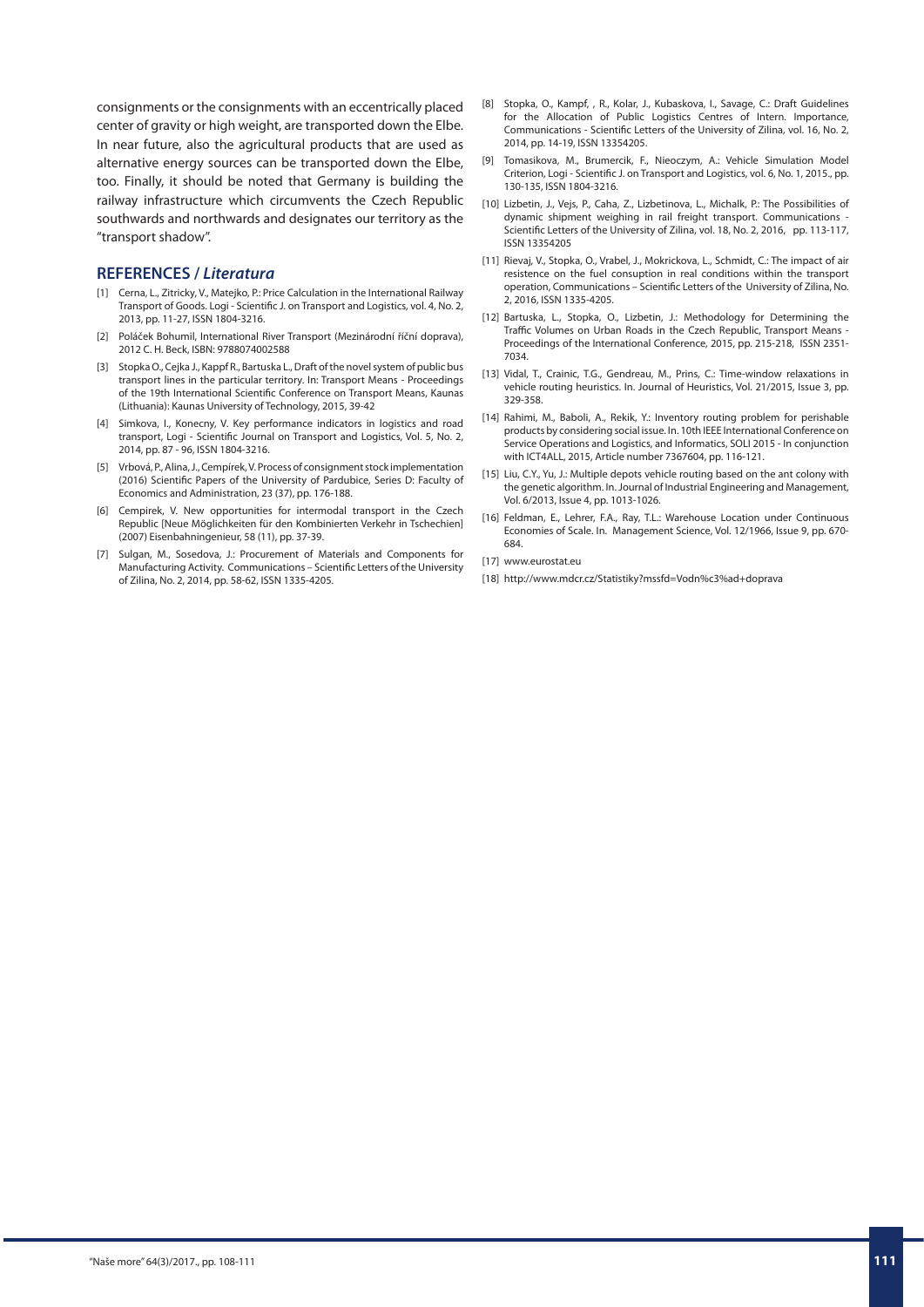consignments or the consignments with an eccentrically placed center of gravity or high weight, are transported down the Elbe. In near future, also the agricultural products that are used as alternative energy sources can be transported down the Elbe, too. Finally, it should be noted that Germany is building the railway infrastructure which circumvents the Czech Republic southwards and northwards and designates our territory as the "transport shadow".

## REFERENCES / *Literatura*

[1] Cerna, L., Zitricky, V., Matejko, P.: Price Calculation in the International Railway Transport of Goods. Logi - Scientific J. on Transport and Logistics, vol. 4, No. 2, 2013, pp. 11-27, ISSN 1804-3216.

[2] Poláček Bohumil, International River Transport (Mezinárodní říční doprava), 2012 C. H. Beck, ISBN: 9788074002588

[3] Stopka O., Cejka J., Kappf R., Bartuska L., Draft of the novel system of public bus transport lines in the particular territory. In: Transport Means - Proceedings of the 19th International Scientific Conference on Transport Means, Kaunas (Lithuania): Kaunas University of Technology, 2015, 39-42

[4] Simkova, I., Konecny, V. Key performance indicators in logistics and road transport, Logi - Scientific Journal on Transport and Logistics, Vol. 5, No. 2, 2014, pp. 87 - 96, ISSN 1804-3216.

[5] Vrbová, P., Alina, J., Cempírek, V. Process of consignment stock implementation (2016) Scientific Papers of the University of Pardubice, Series D: Faculty of Economics and Administration, 23 (37), pp. 176-188.

[6] Cempirek, V. New opportunities for intermodal transport in the Czech Republic [Neue Möglichkeiten für den Kombinierten Verkehr in Tschechien] (2007) Eisenbahningenieur, 58 (11), pp. 37-39.

[7] Sulgan, M., Sosedova, J.: Procurement of Materials and Components for Manufacturing Activity. Communications – Scientific Letters of the University of Zilina, No. 2, 2014, pp. 58-62, ISSN 1335-4205.

[8] Stopka, O., Kampf, , R., Kolar, J., Kubaskova, I., Savage, C.: Draft Guidelines for the Allocation of Public Logistics Centres of Intern. Importance, Communications - Scientific Letters of the University of Zilina, vol. 16, No. 2, 2014, pp. 14-19, ISSN 13354205.

[9] Tomasikova, M., Brumercik, F., Nieoczym, A.: Vehicle Simulation Model Criterion, Logi - Scientific J. on Transport and Logistics, vol. 6, No. 1, 2015., pp. 130-135, ISSN 1804-3216.

[10] Lizbetin, J., Vejs, P., Caha, Z., Lizbetinova, L., Michalk, P.: The Possibilities of dynamic shipment weighing in rail freight transport. Communications - Scientific Letters of the University of Zilina, vol. 18, No. 2, 2016, pp. 113-117, ISSN 13354205

[11] Rievaj, V., Stopka, O., Vrabel, J., Mokrickova, L., Schmidt, C.: The impact of air resistence on the fuel consuption in real conditions within the transport operation, Communications – Scientific Letters of the University of Zilina, No. 2, 2016, ISSN 1335-4205.

[12] Bartuska, L., Stopka, O., Lizbetin, J.: Methodology for Determining the Traffic Volumes on Urban Roads in the Czech Republic, Transport Means - Proceedings of the International Conference, 2015, pp. 215-218, ISSN 2351-7034.

[13] Vidal, T., Crainic, T.G., Gendreau, M., Prins, C.: Time-window relaxations in vehicle routing heuristics. In. Journal of Heuristics, Vol. 21/2015, Issue 3, pp. 329-358.

[14] Rahimi, M., Baboli, A., Rekik, Y.: Inventory routing problem for perishable products by considering social issue. In. 10th IEEE International Conference on Service Operations and Logistics, and Informatics, SOLI 2015 - In conjunction with ICT4ALL, 2015, Article number 7367604, pp. 116-121.

[15] Liu, C.Y., Yu, J.: Multiple depots vehicle routing based on the ant colony with the genetic algorithm. In. Journal of Industrial Engineering and Management, Vol. 6/2013, Issue 4, pp. 1013-1026.

[16] Feldman, E., Lehrer, F.A., Ray, T.L.: Warehouse Location under Continuous Economies of Scale. In. Management Science, Vol. 12/1966, Issue 9, pp. 670-684.

[17] www.eurostat.eu

[18] http://www.mdcr.cz/Statistiky?mssfd=Vodn%c3%ad+doprava